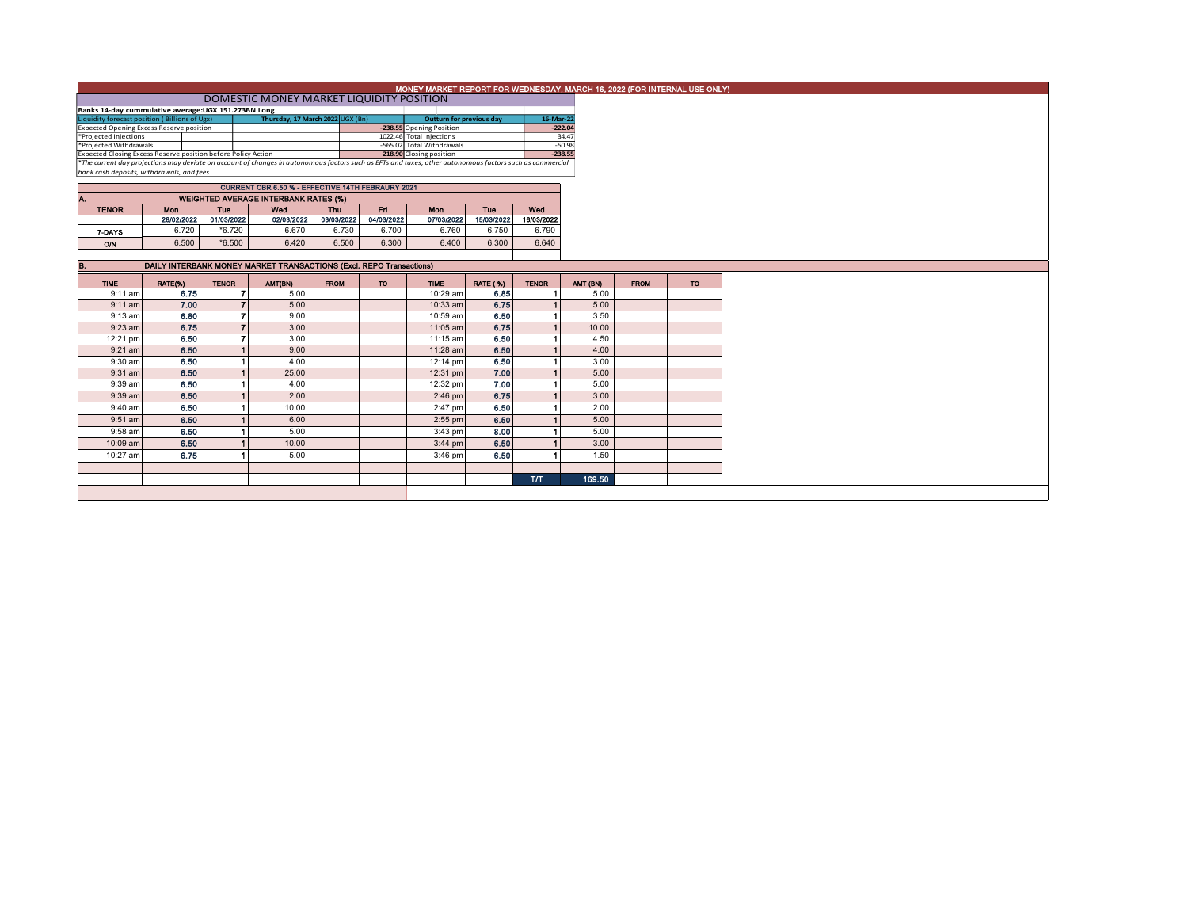# MONEY MARKET REPORT FOR WEDNESDAY, MARCH 16, 2022 (FOR INTERNAL USE ONLY)

## DOMESTIC MONEY MARKET LIQUIDITY POSITION

**Banks 14-day cummulative average:UGX 151.273BN Long**

| Liquidity forecast position (Billions of Ugx) | Thursday, 17 March 2022 UGX (Bn) | Outturn for previous day | 16-Mar-22 |
|---|---|---|---|
| Expected Opening Excess Reserve position | -238.55 | Opening Position | -222.04 |
| *Projected Injections | 1022.46 | Total Injections | 34.47 |
| *Projected Withdrawals | -565.02 | Total Withdrawals | -50.98 |
| Expected Closing Excess Reserve position before Policy Action | 218.90 | Closing position | -238.55 |

*The current day projections may deviate on account of changes in autonomous factors such as EFTs and taxes; other autonomous factors such as commercial bank cash deposits, withdrawals, and fees.*

**CURRENT CBR 6.50 % - EFFECTIVE 14TH FEBRAURY 2021**

### A. WEIGHTED AVERAGE INTERBANK RATES (%)

| TENOR | Mon | Tue | Wed | Thu | Fri | Mon | Tue | Wed |
|---|---|---|---|---|---|---|---|---|
| | 28/02/2022 | 01/03/2022 | 02/03/2022 | 03/03/2022 | 04/03/2022 | 07/03/2022 | 15/03/2022 | 16/03/2022 |
| 7-DAYS | 6.720 | *6.720 | 6.670 | 6.730 | 6.700 | 6.760 | 6.750 | 6.790 |
| O/N | 6.500 | *6.500 | 6.420 | 6.500 | 6.300 | 6.400 | 6.300 | 6.640 |

### B. DAILY INTERBANK MONEY MARKET TRANSACTIONS (Excl. REPO Transactions)

| TIME | RATE(%) | TENOR | AMT(BN) | FROM | TO | TIME | RATE (%) | TENOR | AMT (BN) | FROM | TO |
|---|---|---|---|---|---|---|---|---|---|---|---|
| 9:11 am | 6.75 | 7 | 5.00 | | | 10:29 am | 6.85 | 1 | 5.00 | | |
| 9:11 am | 7.00 | 7 | 5.00 | | | 10:33 am | 6.75 | 1 | 5.00 | | |
| 9:13 am | 6.80 | 7 | 9.00 | | | 10:59 am | 6.50 | 1 | 3.50 | | |
| 9:23 am | 6.75 | 7 | 3.00 | | | 11:05 am | 6.75 | 1 | 10.00 | | |
| 12:21 pm | 6.50 | 7 | 3.00 | | | 11:15 am | 6.50 | 1 | 4.50 | | |
| 9:21 am | 6.50 | 1 | 9.00 | | | 11:28 am | 6.50 | 1 | 4.00 | | |
| 9:30 am | 6.50 | 1 | 4.00 | | | 12:14 pm | 6.50 | 1 | 3.00 | | |
| 9:31 am | 6.50 | 1 | 25.00 | | | 12:31 pm | 7.00 | 1 | 5.00 | | |
| 9:39 am | 6.50 | 1 | 4.00 | | | 12:32 pm | 7.00 | 1 | 5.00 | | |
| 9:39 am | 6.50 | 1 | 2.00 | | | 2:46 pm | 6.75 | 1 | 3.00 | | |
| 9:40 am | 6.50 | 1 | 10.00 | | | 2:47 pm | 6.50 | 1 | 2.00 | | |
| 9:51 am | 6.50 | 1 | 6.00 | | | 2:55 pm | 6.50 | 1 | 5.00 | | |
| 9:58 am | 6.50 | 1 | 5.00 | | | 3:43 pm | 8.00 | 1 | 5.00 | | |
| 10:09 am | 6.50 | 1 | 10.00 | | | 3:44 pm | 6.50 | 1 | 3.00 | | |
| 10:27 am | 6.75 | 1 | 5.00 | | | 3:46 pm | 6.50 | 1 | 1.50 | | |
| | | | | | | | | T/T | 169.50 | | |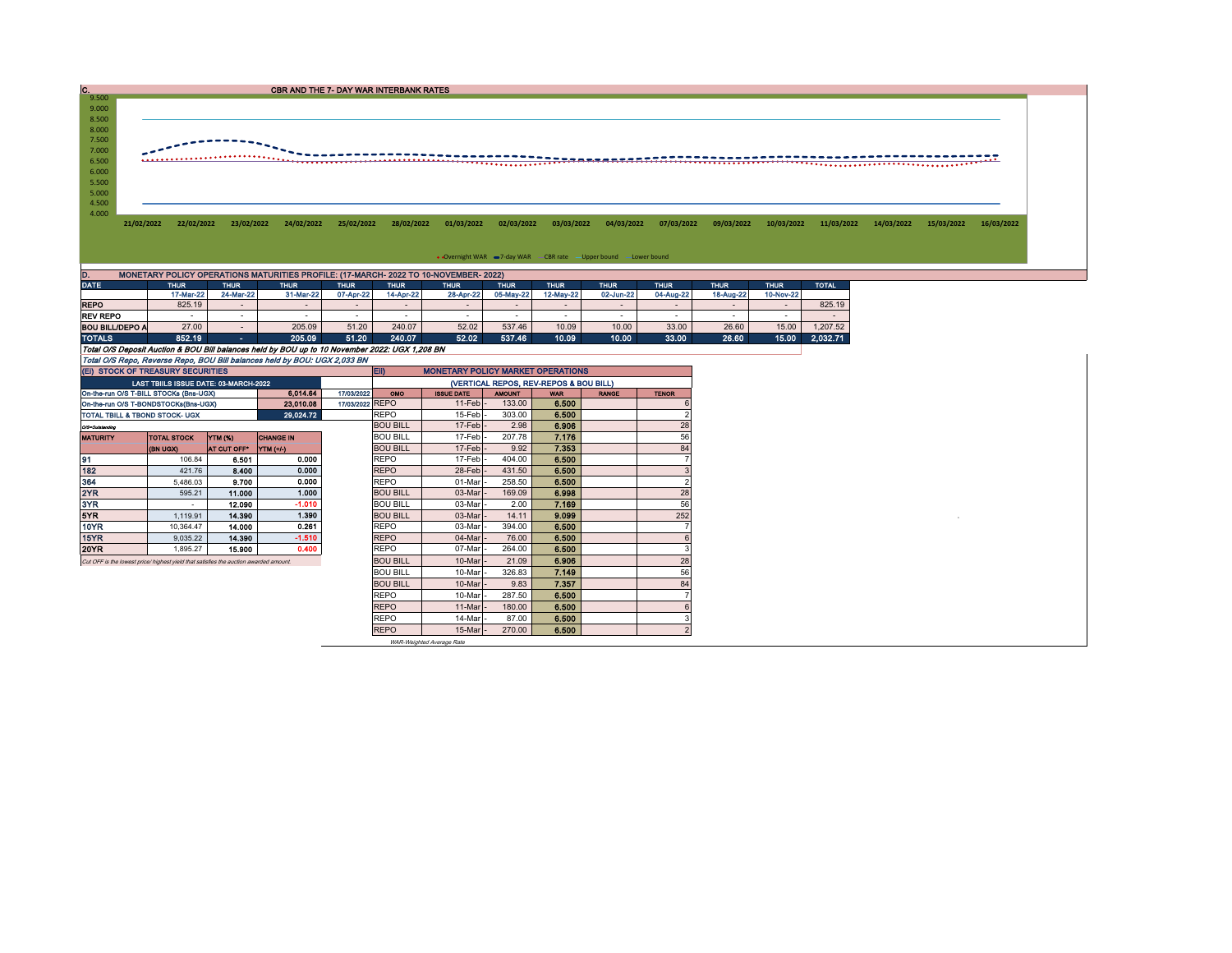## C. CBR AND THE 7- DAY WAR INTERBANK RATES

9.500
9.000
8.500
8.000
7.500
7.000
6.500
6.000
5.500
5.000
4.500
4.000

21/02/2022 22/02/2022 23/02/2022 24/02/2022 25/02/2022 28/02/2022 01/03/2022 02/03/2022 03/03/2022 04/03/2022 07/03/2022 09/03/2022 10/03/2022 11/03/2022 14/03/2022 15/03/2022 16/03/2022

Overnight WAR  7-day WAR  CBR rate  Upper bound  Lower bound

## D. MONETARY POLICY OPERATIONS MATURITIES PROFILE: (17-MARCH- 2022 TO 10-NOVEMBER- 2022)

| DATE | THUR | THUR | THUR | THUR | THUR | THUR | THUR | THUR | THUR | THUR | THUR | THUR | TOTAL |
|---|---|---|---|---|---|---|---|---|---|---|---|---|---|
| | 17-Mar-22 | 24-Mar-22 | 31-Mar-22 | 07-Apr-22 | 14-Apr-22 | 28-Apr-22 | 05-May-22 | 12-May-22 | 02-Jun-22 | 04-Aug-22 | 18-Aug-22 | 10-Nov-22 | |
| REPO | 825.19 | - | - | - | - | - | - | - | - | - | - | - | 825.19 |
| REV REPO | - | - | - | - | - | - | - | - | - | - | - | - | - |
| BOU BILL/DEPO A | 27.00 | - | 205.09 | 51.20 | 240.07 | 52.02 | 537.46 | 10.09 | 10.00 | 33.00 | 26.60 | 15.00 | 1,207.52 |
| TOTALS | 852.19 | - | 205.09 | 51.20 | 240.07 | 52.02 | 537.46 | 10.09 | 10.00 | 33.00 | 26.60 | 15.00 | 2,032.71 |

*Total O/S Deposit Auction & BOU Bill balances held by BOU up to 10 November 2022: UGX 1,208 BN*

*Total O/S Repo, Reverse Repo, BOU Bill balances held by BOU: UGX 2,033 BN*

## (EI) STOCK OF TREASURY SECURITIES

| LAST TBIILS ISSUE DATE: 03-MARCH-2022 | | |
|---|---|---|
| On-the-run O/S T-BILL STOCKs (Bns-UGX) | 6,014.64 | 17/03/2022 |
| On-the-run O/S T-BONDSTOCKs(Bns-UGX) | 23,010.08 | 17/03/2022 |
| TOTAL TBILL & TBOND STOCK- UGX | 29,024.72 | |

O/S=Outstanding

| MATURITY | TOTAL STOCK (BN UGX) | YTM (%) AT CUT OFF* | CHANGE IN YTM (+/-) |
|---|---|---|---|
| 91 | 106.84 | 6.501 | 0.000 |
| 182 | 421.76 | 8.400 | 0.000 |
| 364 | 5,486.03 | 9.700 | 0.000 |
| 2YR | 595.21 | 11.000 | 1.000 |
| 3YR | - | 12.090 | -1.010 |
| 5YR | 1,119.91 | 14.390 | 1.390 |
| 10YR | 10,364.47 | 14.000 | 0.261 |
| 15YR | 9,035.22 | 14.390 | -1.510 |
| 20YR | 1,895.27 | 15.900 | 0.400 |

*Cut OFF is the lowest price/ highest yield that satisfies the auction awarded amount.*

## EII) MONETARY POLICY MARKET OPERATIONS

(VERTICAL REPOS, REV-REPOS & BOU BILL)

| OMO | ISSUE DATE | AMOUNT | WAR | RANGE | TENOR |
|---|---|---|---|---|---|
| REPO | 11-Feb | 133.00 | 6.500 | | 6 |
| REPO | 15-Feb | 303.00 | 6.500 | | 2 |
| BOU BILL | 17-Feb | 2.98 | 6.906 | | 28 |
| BOU BILL | 17-Feb | 207.78 | 7.176 | | 56 |
| BOU BILL | 17-Feb | 9.92 | 7.353 | | 84 |
| REPO | 17-Feb | 404.00 | 6.500 | | 7 |
| REPO | 28-Feb | 431.50 | 6.500 | | 3 |
| REPO | 01-Mar | 258.50 | 6.500 | | 2 |
| BOU BILL | 03-Mar | 169.09 | 6.998 | | 28 |
| BOU BILL | 03-Mar | 2.00 | 7.169 | | 56 |
| BOU BILL | 03-Mar | 14.11 | 9.099 | | 252 |
| REPO | 03-Mar | 394.00 | 6.500 | | 7 |
| REPO | 04-Mar | 76.00 | 6.500 | | 6 |
| REPO | 07-Mar | 264.00 | 6.500 | | 3 |
| BOU BILL | 10-Mar | 21.09 | 6.906 | | 28 |
| BOU BILL | 10-Mar | 326.83 | 7.149 | | 56 |
| BOU BILL | 10-Mar | 9.83 | 7.357 | | 84 |
| REPO | 10-Mar | 287.50 | 6.500 | | 7 |
| REPO | 11-Mar | 180.00 | 6.500 | | 6 |
| REPO | 14-Mar | 87.00 | 6.500 | | 3 |
| REPO | 15-Mar | 270.00 | 6.500 | | 2 |

*WAR-Weighted Average Rate*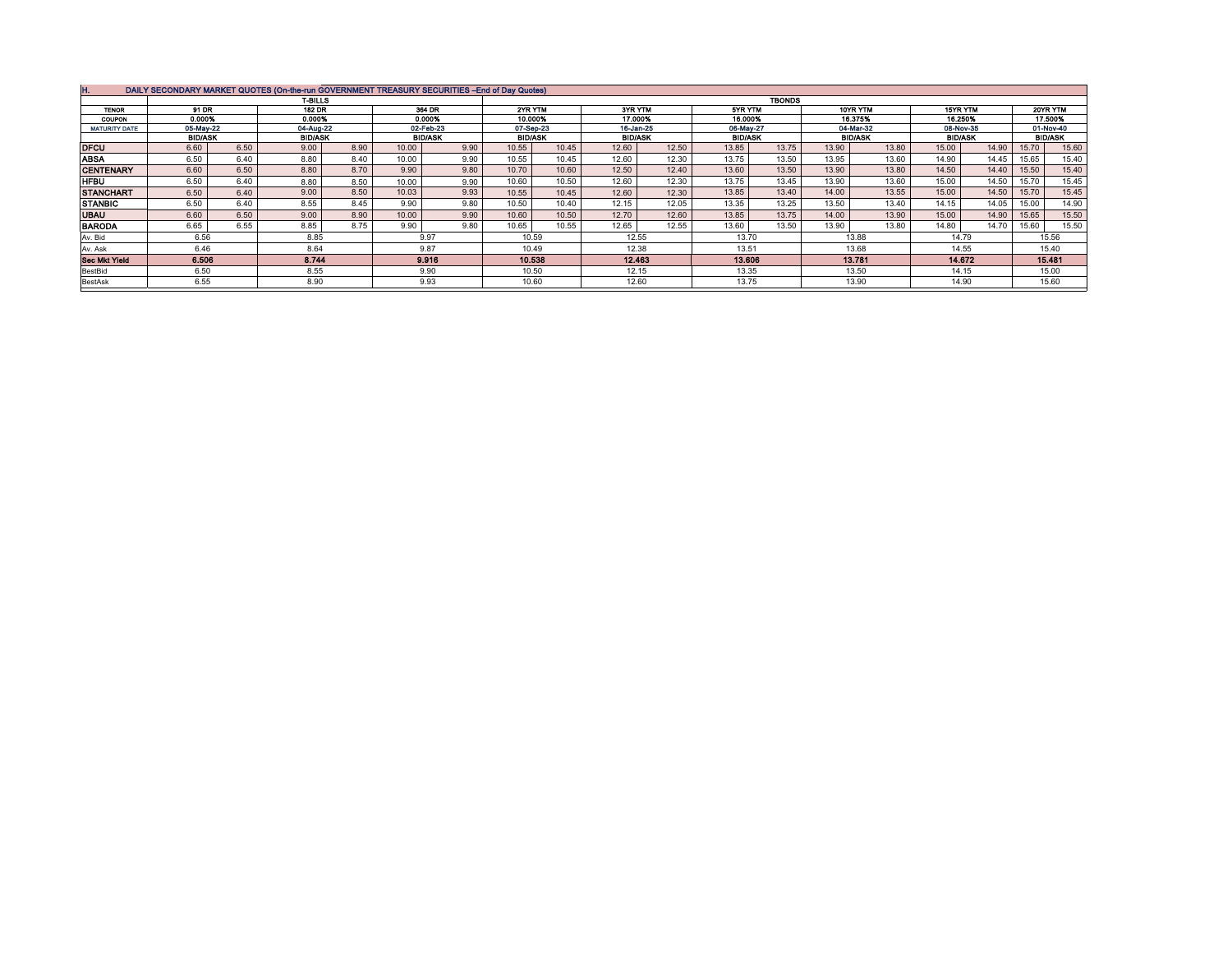## H. DAILY SECONDARY MARKET QUOTES (On-the-run GOVERNMENT TREASURY SECURITIES –End of Day Quotes)

| | T-BILLS | | | | | | TBONDS | | | | | | | | | | | |
|---|---|---|---|---|---|---|---|---|---|---|---|---|---|---|---|---|---|---|
| TENOR | 91 DR | | 182 DR | | 364 DR | | 2YR YTM | | 3YR YTM | | 5YR YTM | | 10YR YTM | | 15YR YTM | | 20YR YTM | |
| COUPON | 0.000% | | 0.000% | | 0.000% | | 10.000% | | 17.000% | | 16.000% | | 16.375% | | 16.250% | | 17.500% | |
| MATURITY DATE | 05-May-22 | | 04-Aug-22 | | 02-Feb-23 | | 07-Sep-23 | | 16-Jan-25 | | 06-May-27 | | 04-Mar-32 | | 08-Nov-35 | | 01-Nov-40 | |
| | BID/ASK | | BID/ASK | | BID/ASK | | BID/ASK | | BID/ASK | | BID/ASK | | BID/ASK | | BID/ASK | | BID/ASK | |
| DFCU | 6.60 | 6.50 | 9.00 | 8.90 | 10.00 | 9.90 | 10.55 | 10.45 | 12.60 | 12.50 | 13.85 | 13.75 | 13.90 | 13.80 | 15.00 | 14.90 | 15.70 | 15.60 |
| ABSA | 6.50 | 6.40 | 8.80 | 8.40 | 10.00 | 9.90 | 10.55 | 10.45 | 12.60 | 12.30 | 13.75 | 13.50 | 13.95 | 13.60 | 14.90 | 14.45 | 15.65 | 15.40 |
| CENTENARY | 6.60 | 6.50 | 8.80 | 8.70 | 9.90 | 9.80 | 10.70 | 10.60 | 12.50 | 12.40 | 13.60 | 13.50 | 13.90 | 13.80 | 14.50 | 14.40 | 15.50 | 15.40 |
| HFBU | 6.50 | 6.40 | 8.80 | 8.50 | 10.00 | 9.90 | 10.60 | 10.50 | 12.60 | 12.30 | 13.75 | 13.45 | 13.90 | 13.60 | 15.00 | 14.50 | 15.70 | 15.45 |
| STANCHART | 6.50 | 6.40 | 9.00 | 8.50 | 10.03 | 9.93 | 10.55 | 10.45 | 12.60 | 12.30 | 13.85 | 13.40 | 14.00 | 13.55 | 15.00 | 14.50 | 15.70 | 15.45 |
| STANBIC | 6.50 | 6.40 | 8.55 | 8.45 | 9.90 | 9.80 | 10.50 | 10.40 | 12.15 | 12.05 | 13.35 | 13.25 | 13.50 | 13.40 | 14.15 | 14.05 | 15.00 | 14.90 |
| UBAU | 6.60 | 6.50 | 9.00 | 8.90 | 10.00 | 9.90 | 10.60 | 10.50 | 12.70 | 12.60 | 13.85 | 13.75 | 14.00 | 13.90 | 15.00 | 14.90 | 15.65 | 15.50 |
| BARODA | 6.65 | 6.55 | 8.85 | 8.75 | 9.90 | 9.80 | 10.65 | 10.55 | 12.65 | 12.55 | 13.60 | 13.50 | 13.90 | 13.80 | 14.80 | 14.70 | 15.60 | 15.50 |
| Av. Bid | 6.56 | | 8.85 | | 9.97 | | 10.59 | | 12.55 | | 13.70 | | 13.88 | | 14.79 | | 15.56 | |
| Av. Ask | 6.46 | | 8.64 | | 9.87 | | 10.49 | | 12.38 | | 13.51 | | 13.68 | | 14.55 | | 15.40 | |
| **Sec Mkt Yield** | **6.506** | | **8.744** | | **9.916** | | **10.538** | | **12.463** | | **13.606** | | **13.781** | | **14.672** | | **15.481** | |
| BestBid | 6.50 | | 8.55 | | 9.90 | | 10.50 | | 12.15 | | 13.35 | | 13.50 | | 14.15 | | 15.00 | |
| BestAsk | 6.55 | | 8.90 | | 9.93 | | 10.60 | | 12.60 | | 13.75 | | 13.90 | | 14.90 | | 15.60 | |